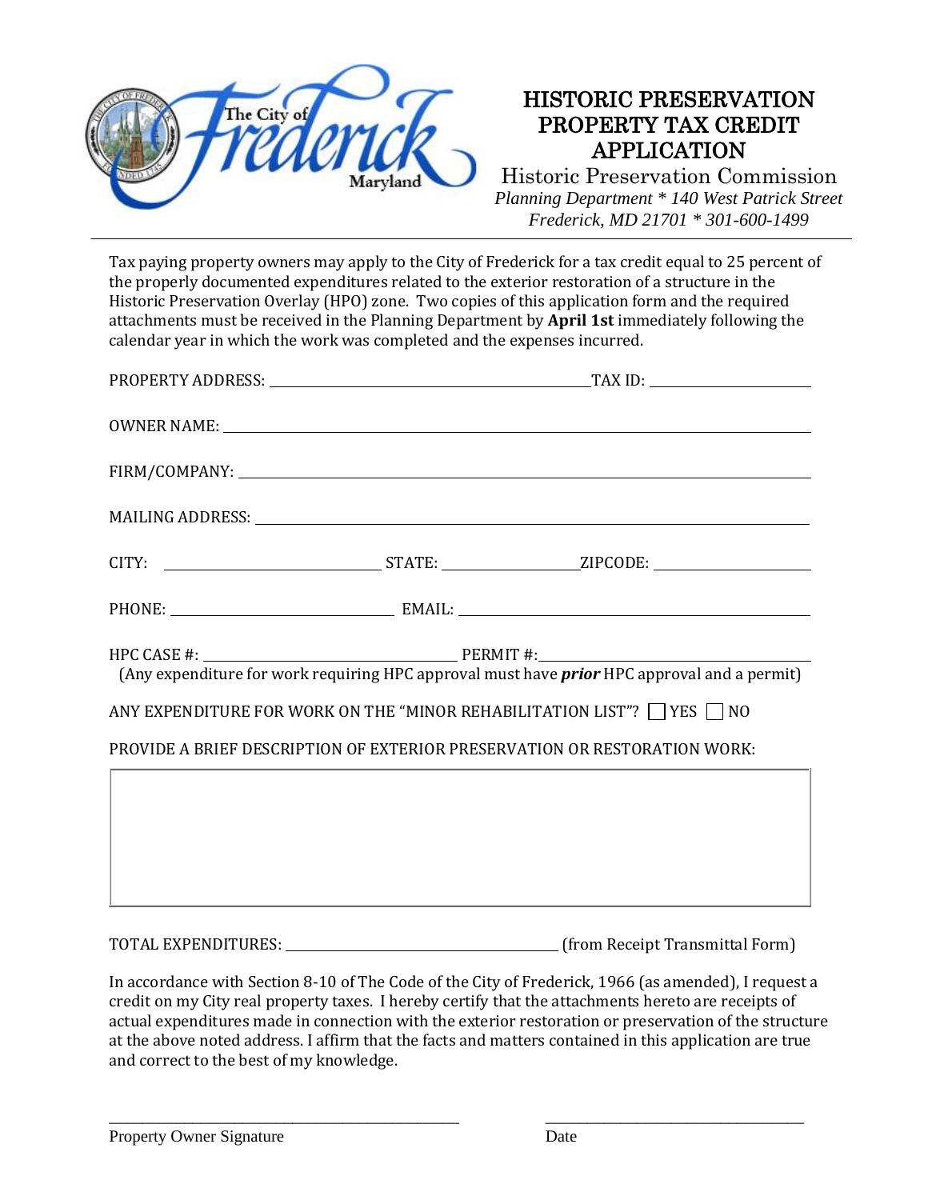# HISTORIC PRESERVATION PROPERTY TAX CREDIT APPLICATION

Historic Preservation Commission

*Planning Department * 140 West Patrick Street*
*Frederick, MD 21701 * 301-600-1499*

---

Tax paying property owners may apply to the City of Frederick for a tax credit equal to 25 percent of the properly documented expenditures related to the exterior restoration of a structure in the Historic Preservation Overlay (HPO) zone. Two copies of this application form and the required attachments must be received in the Planning Department by **April 1st** immediately following the calendar year in which the work was completed and the expenses incurred.

PROPERTY ADDRESS: ______________________________ TAX ID: ________________

OWNER NAME: ______________________________________________________

FIRM/COMPANY: ____________________________________________________

MAILING ADDRESS: __________________________________________________

CITY: ____________________ STATE: ______________ ZIPCODE: ________________

PHONE: ____________________ EMAIL: ____________________________________

HPC CASE #: ________________________ PERMIT #: ________________________
(Any expenditure for work requiring HPC approval must have ***prior*** HPC approval and a permit)

ANY EXPENDITURE FOR WORK ON THE "MINOR REHABILITATION LIST"? ☐ YES ☐ NO

PROVIDE A BRIEF DESCRIPTION OF EXTERIOR PRESERVATION OR RESTORATION WORK:

| |
|---|
| |

TOTAL EXPENDITURES: ______________________________ (from Receipt Transmittal Form)

In accordance with Section 8-10 of The Code of the City of Frederick, 1966 (as amended), I request a credit on my City real property taxes. I hereby certify that the attachments hereto are receipts of actual expenditures made in connection with the exterior restoration or preservation of the structure at the above noted address. I affirm that the facts and matters contained in this application are true and correct to the best of my knowledge.

________________________________________ ______________________________
Property Owner Signature Date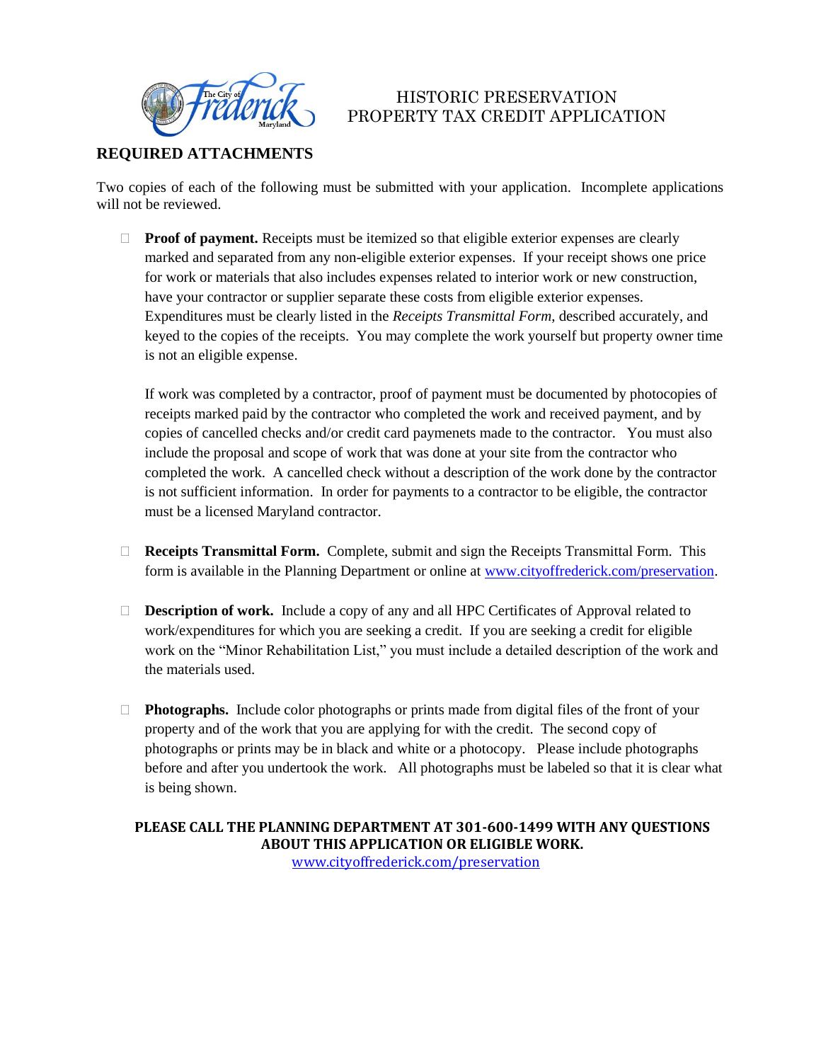# HISTORIC PRESERVATION PROPERTY TAX CREDIT APPLICATION

## REQUIRED ATTACHMENTS

Two copies of each of the following must be submitted with your application. Incomplete applications will not be reviewed.

- **Proof of payment.** Receipts must be itemized so that eligible exterior expenses are clearly marked and separated from any non-eligible exterior expenses. If your receipt shows one price for work or materials that also includes expenses related to interior work or new construction, have your contractor or supplier separate these costs from eligible exterior expenses. Expenditures must be clearly listed in the *Receipts Transmittal Form*, described accurately, and keyed to the copies of the receipts. You may complete the work yourself but property owner time is not an eligible expense.

  If work was completed by a contractor, proof of payment must be documented by photocopies of receipts marked paid by the contractor who completed the work and received payment, and by copies of cancelled checks and/or credit card paymenets made to the contractor. You must also include the proposal and scope of work that was done at your site from the contractor who completed the work. A cancelled check without a description of the work done by the contractor is not sufficient information. In order for payments to a contractor to be eligible, the contractor must be a licensed Maryland contractor.

- **Receipts Transmittal Form.** Complete, submit and sign the Receipts Transmittal Form. This form is available in the Planning Department or online at www.cityoffrederick.com/preservation.

- **Description of work.** Include a copy of any and all HPC Certificates of Approval related to work/expenditures for which you are seeking a credit. If you are seeking a credit for eligible work on the "Minor Rehabilitation List," you must include a detailed description of the work and the materials used.

- **Photographs.** Include color photographs or prints made from digital files of the front of your property and of the work that you are applying for with the credit. The second copy of photographs or prints may be in black and white or a photocopy. Please include photographs before and after you undertook the work. All photographs must be labeled so that it is clear what is being shown.

**PLEASE CALL THE PLANNING DEPARTMENT AT 301-600-1499 WITH ANY QUESTIONS ABOUT THIS APPLICATION OR ELIGIBLE WORK.**

www.cityoffrederick.com/preservation